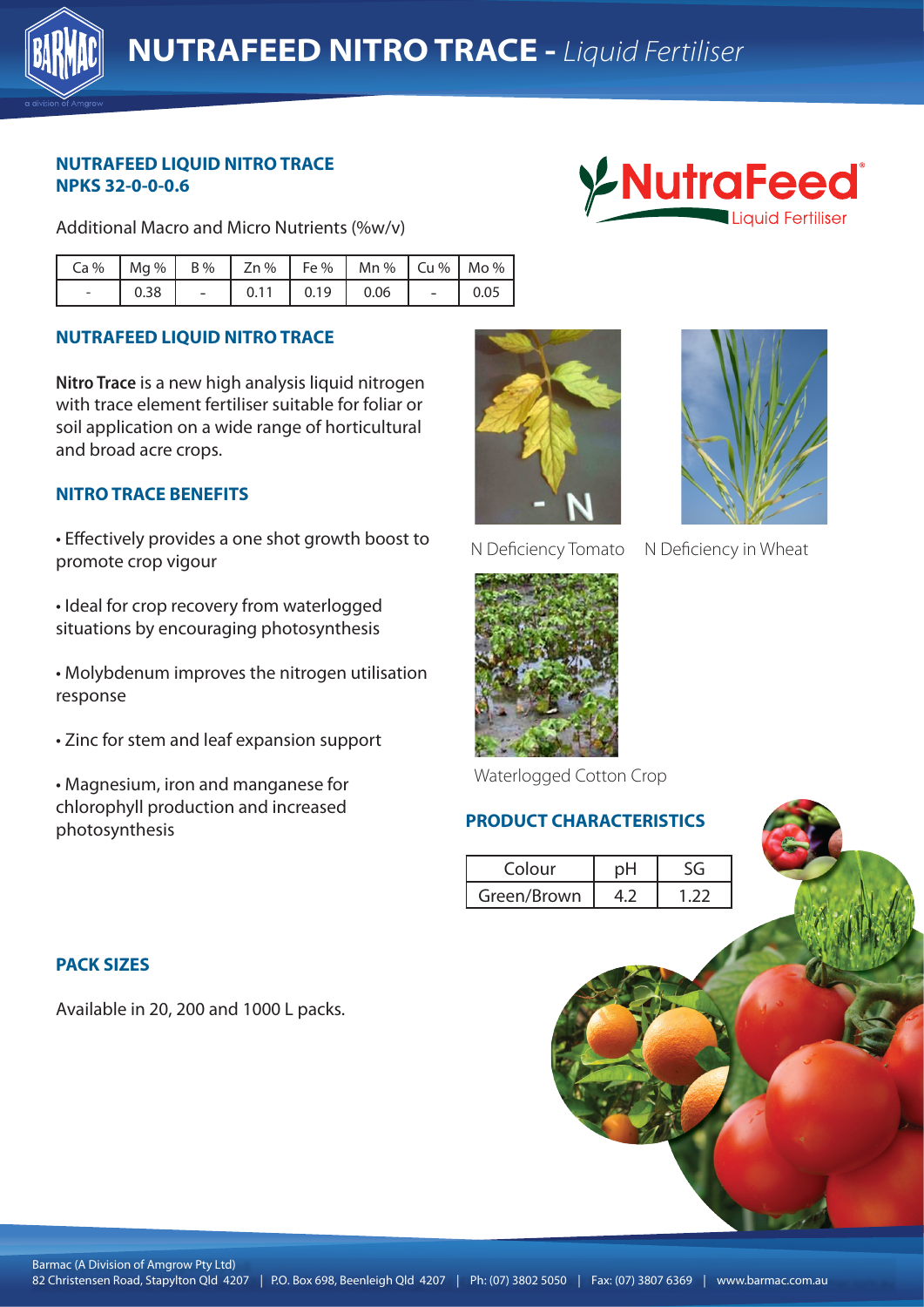# NUTRAFEED NITRO TRACE - *Liquid Fertiliser*

**NUTRAFEED LIQUID NITRO TRACE**
**NPKS 32-0-0-0.6**

Additional Macro and Micro Nutrients (%w/v)

| Ca % | Mg % | B % | Zn % | Fe % | Mn % | Cu % | Mo % |
|---|---|---|---|---|---|---|---|
| - | 0.38 | - | 0.11 | 0.19 | 0.06 | - | 0.05 |

## NUTRAFEED LIQUID NITRO TRACE

**Nitro Trace** is a new high analysis liquid nitrogen with trace element fertiliser suitable for foliar or soil application on a wide range of horticultural and broad acre crops.

## NITRO TRACE BENEFITS

- Effectively provides a one shot growth boost to promote crop vigour
- Ideal for crop recovery from waterlogged situations by encouraging photosynthesis
- Molybdenum improves the nitrogen utilisation response
- Zinc for stem and leaf expansion support
- Magnesium, iron and manganese for chlorophyll production and increased photosynthesis

N Deficiency Tomato

N Deficiency in Wheat

Waterlogged Cotton Crop

## PRODUCT CHARACTERISTICS

| Colour | pH | SG |
|---|---|---|
| Green/Brown | 4.2 | 1.22 |

## PACK SIZES

Available in 20, 200 and 1000 L packs.

Barmac (A Division of Amgrow Pty Ltd)
82 Christensen Road, Stapylton Qld 4207 | P.O. Box 698, Beenleigh Qld 4207 | Ph: (07) 3802 5050 | Fax: (07) 3807 6369 | www.barmac.com.au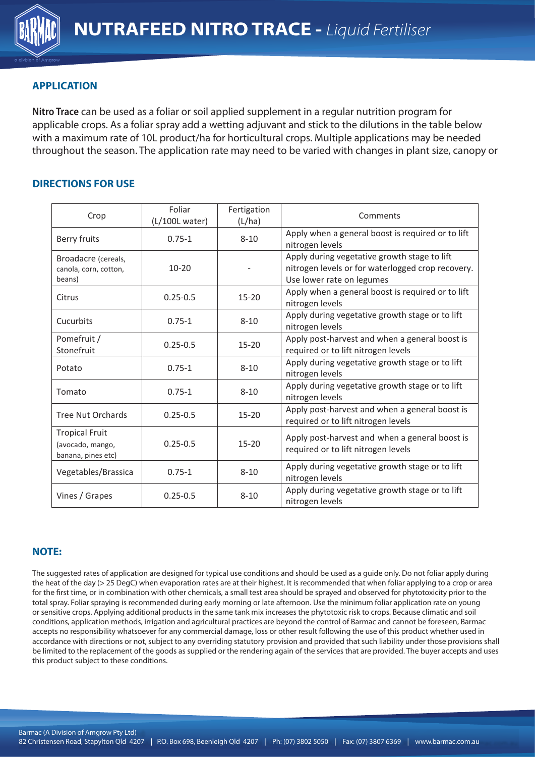# NUTRAFEED NITRO TRACE - *Liquid Fertiliser*

## APPLICATION

**Nitro Trace** can be used as a foliar or soil applied supplement in a regular nutrition program for applicable crops. As a foliar spray add a wetting adjuvant and stick to the dilutions in the table below with a maximum rate of 10L product/ha for horticultural crops. Multiple applications may be needed throughout the season. The application rate may need to be varied with changes in plant size, canopy or

## DIRECTIONS FOR USE

| Crop | Foliar (L/100L water) | Fertigation (L/ha) | Comments |
|---|---|---|---|
| Berry fruits | 0.75-1 | 8-10 | Apply when a general boost is required or to lift nitrogen levels |
| Broadacre (cereals, canola, corn, cotton, beans) | 10-20 | - | Apply during vegetative growth stage to lift nitrogen levels or for waterlogged crop recovery. Use lower rate on legumes |
| Citrus | 0.25-0.5 | 15-20 | Apply when a general boost is required or to lift nitrogen levels |
| Cucurbits | 0.75-1 | 8-10 | Apply during vegetative growth stage or to lift nitrogen levels |
| Pomefruit / Stonefruit | 0.25-0.5 | 15-20 | Apply post-harvest and when a general boost is required or to lift nitrogen levels |
| Potato | 0.75-1 | 8-10 | Apply during vegetative growth stage or to lift nitrogen levels |
| Tomato | 0.75-1 | 8-10 | Apply during vegetative growth stage or to lift nitrogen levels |
| Tree Nut Orchards | 0.25-0.5 | 15-20 | Apply post-harvest and when a general boost is required or to lift nitrogen levels |
| Tropical Fruit (avocado, mango, banana, pines etc) | 0.25-0.5 | 15-20 | Apply post-harvest and when a general boost is required or to lift nitrogen levels |
| Vegetables/Brassica | 0.75-1 | 8-10 | Apply during vegetative growth stage or to lift nitrogen levels |
| Vines / Grapes | 0.25-0.5 | 8-10 | Apply during vegetative growth stage or to lift nitrogen levels |

## NOTE:

The suggested rates of application are designed for typical use conditions and should be used as a guide only. Do not foliar apply during the heat of the day (> 25 DegC) when evaporation rates are at their highest. It is recommended that when foliar applying to a crop or area for the first time, or in combination with other chemicals, a small test area should be sprayed and observed for phytotoxicity prior to the total spray. Foliar spraying is recommended during early morning or late afternoon. Use the minimum foliar application rate on young or sensitive crops. Applying additional products in the same tank mix increases the phytotoxic risk to crops. Because climatic and soil conditions, application methods, irrigation and agricultural practices are beyond the control of Barmac and cannot be foreseen, Barmac accepts no responsibility whatsoever for any commercial damage, loss or other result following the use of this product whether used in accordance with directions or not, subject to any overriding statutory provision and provided that such liability under those provisions shall be limited to the replacement of the goods as supplied or the rendering again of the services that are provided. The buyer accepts and uses this product subject to these conditions.

Barmac (A Division of Amgrow Pty Ltd)
82 Christensen Road, Stapylton Qld 4207 | P.O. Box 698, Beenleigh Qld 4207 | Ph: (07) 3802 5050 | Fax: (07) 3807 6369 | www.barmac.com.au